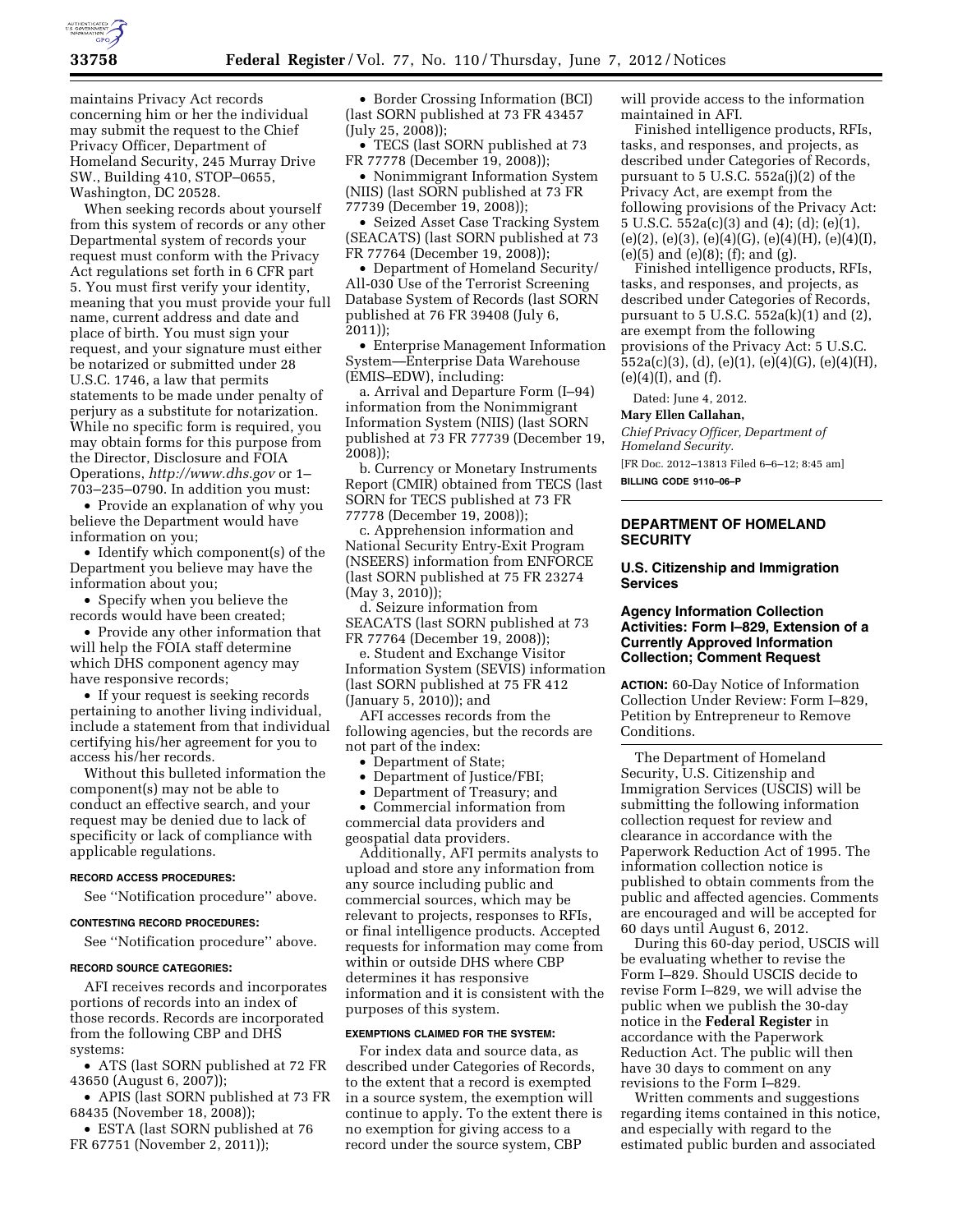maintains Privacy Act records concerning him or her the individual may submit the request to the Chief Privacy Officer, Department of Homeland Security, 245 Murray Drive SW., Building 410, STOP–0655, Washington, DC 20528.

When seeking records about yourself from this system of records or any other Departmental system of records your request must conform with the Privacy Act regulations set forth in 6 CFR part 5. You must first verify your identity, meaning that you must provide your full name, current address and date and place of birth. You must sign your request, and your signature must either be notarized or submitted under 28 U.S.C. 1746, a law that permits statements to be made under penalty of perjury as a substitute for notarization. While no specific form is required, you may obtain forms for this purpose from the Director, Disclosure and FOIA Operations, *http://www.dhs.gov* or 1–703–235–0790. In addition you must:

- Provide an explanation of why you believe the Department would have information on you;
- Identify which component(s) of the Department you believe may have the information about you;
- Specify when you believe the records would have been created;
- Provide any other information that will help the FOIA staff determine which DHS component agency may have responsive records;
- If your request is seeking records pertaining to another living individual, include a statement from that individual certifying his/her agreement for you to access his/her records.

Without this bulleted information the component(s) may not be able to conduct an effective search, and your request may be denied due to lack of specificity or lack of compliance with applicable regulations.

**RECORD ACCESS PROCEDURES:**

See ''Notification procedure'' above.

**CONTESTING RECORD PROCEDURES:**

See ''Notification procedure'' above.

**RECORD SOURCE CATEGORIES:**

AFI receives records and incorporates portions of records into an index of those records. Records are incorporated from the following CBP and DHS systems:

- ATS (last SORN published at 72 FR 43650 (August 6, 2007));
- APIS (last SORN published at 73 FR 68435 (November 18, 2008));
- ESTA (last SORN published at 76 FR 67751 (November 2, 2011));
- Border Crossing Information (BCI) (last SORN published at 73 FR 43457 (July 25, 2008));
- TECS (last SORN published at 73 FR 77778 (December 19, 2008));
- Nonimmigrant Information System (NIIS) (last SORN published at 73 FR 77739 (December 19, 2008));
- Seized Asset Case Tracking System (SEACATS) (last SORN published at 73 FR 77764 (December 19, 2008));
- Department of Homeland Security/All-030 Use of the Terrorist Screening Database System of Records (last SORN published at 76 FR 39408 (July 6, 2011));
- Enterprise Management Information System—Enterprise Data Warehouse (EMIS–EDW), including:

a. Arrival and Departure Form (I–94) information from the Nonimmigrant Information System (NIIS) (last SORN published at 73 FR 77739 (December 19, 2008));

b. Currency or Monetary Instruments Report (CMIR) obtained from TECS (last SORN for TECS published at 73 FR 77778 (December 19, 2008));

c. Apprehension information and National Security Entry-Exit Program (NSEERS) information from ENFORCE (last SORN published at 75 FR 23274 (May 3, 2010));

d. Seizure information from SEACATS (last SORN published at 73 FR 77764 (December 19, 2008));

e. Student and Exchange Visitor Information System (SEVIS) information (last SORN published at 75 FR 412 (January 5, 2010)); and

AFI accesses records from the following agencies, but the records are not part of the index:

- Department of State;
- Department of Justice/FBI;
- Department of Treasury; and
- Commercial information from commercial data providers and geospatial data providers.

Additionally, AFI permits analysts to upload and store any information from any source including public and commercial sources, which may be relevant to projects, responses to RFIs, or final intelligence products. Accepted requests for information may come from within or outside DHS where CBP determines it has responsive information and it is consistent with the purposes of this system.

**EXEMPTIONS CLAIMED FOR THE SYSTEM:**

For index data and source data, as described under Categories of Records, to the extent that a record is exempted in a source system, the exemption will continue to apply. To the extent there is no exemption for giving access to a record under the source system, CBP will provide access to the information maintained in AFI.

Finished intelligence products, RFIs, tasks, and responses, and projects, as described under Categories of Records, pursuant to 5 U.S.C. 552a(j)(2) of the Privacy Act, are exempt from the following provisions of the Privacy Act: 5 U.S.C. 552a(c)(3) and (4); (d); (e)(1), (e)(2), (e)(3), (e)(4)(G), (e)(4)(H), (e)(4)(I), (e)(5) and (e)(8); (f); and (g).

Finished intelligence products, RFIs, tasks, and responses, and projects, as described under Categories of Records, pursuant to 5 U.S.C. 552a(k)(1) and (2), are exempt from the following provisions of the Privacy Act: 5 U.S.C. 552a(c)(3), (d), (e)(1), (e)(4)(G), (e)(4)(H), (e)(4)(I), and (f).

Dated: June 4, 2012.

**Mary Ellen Callahan,**

*Chief Privacy Officer, Department of Homeland Security.*

[FR Doc. 2012–13813 Filed 6–6–12; 8:45 am]

**BILLING CODE 9110–06–P**

---

## DEPARTMENT OF HOMELAND SECURITY

### U.S. Citizenship and Immigration Services

### Agency Information Collection Activities: Form I–829, Extension of a Currently Approved Information Collection; Comment Request

**ACTION:** 60-Day Notice of Information Collection Under Review: Form I–829, Petition by Entrepreneur to Remove Conditions.

The Department of Homeland Security, U.S. Citizenship and Immigration Services (USCIS) will be submitting the following information collection request for review and clearance in accordance with the Paperwork Reduction Act of 1995. The information collection notice is published to obtain comments from the public and affected agencies. Comments are encouraged and will be accepted for 60 days until August 6, 2012.

During this 60-day period, USCIS will be evaluating whether to revise the Form I–829. Should USCIS decide to revise Form I–829, we will advise the public when we publish the 30-day notice in the **Federal Register** in accordance with the Paperwork Reduction Act. The public will then have 30 days to comment on any revisions to the Form I–829.

Written comments and suggestions regarding items contained in this notice, and especially with regard to the estimated public burden and associated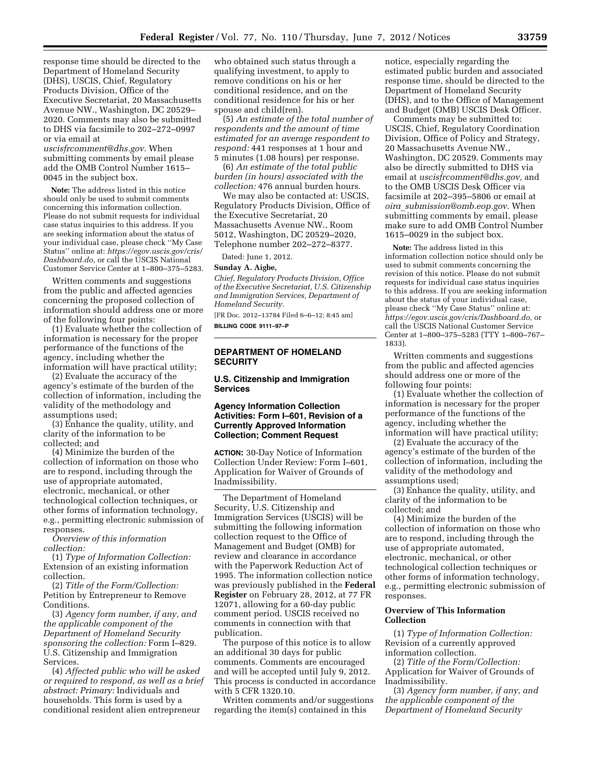response time should be directed to the Department of Homeland Security (DHS), USCIS, Chief, Regulatory Products Division, Office of the Executive Secretariat, 20 Massachusetts Avenue NW., Washington, DC 20529–2020. Comments may also be submitted to DHS via facsimile to 202–272–0997 or via email at *uscisfrcomment@dhs.gov.* When submitting comments by email please add the OMB Control Number 1615–0045 in the subject box.

**Note:** The address listed in this notice should only be used to submit comments concerning this information collection. Please do not submit requests for individual case status inquiries to this address. If you are seeking information about the status of your individual case, please check ''My Case Status'' online at: *https://egov.uscis.gov/cris/Dashboard.do,* or call the USCIS National Customer Service Center at 1–800–375–5283.

Written comments and suggestions from the public and affected agencies concerning the proposed collection of information should address one or more of the following four points:

(1) Evaluate whether the collection of information is necessary for the proper performance of the functions of the agency, including whether the information will have practical utility;

(2) Evaluate the accuracy of the agency's estimate of the burden of the collection of information, including the validity of the methodology and assumptions used;

(3) Enhance the quality, utility, and clarity of the information to be collected; and

(4) Minimize the burden of the collection of information on those who are to respond, including through the use of appropriate automated, electronic, mechanical, or other technological collection techniques, or other forms of information technology, e.g., permitting electronic submission of responses.

*Overview of this information collection:*

(1) *Type of Information Collection:* Extension of an existing information collection.

(2) *Title of the Form/Collection:* Petition by Entrepreneur to Remove Conditions.

(3) *Agency form number, if any, and the applicable component of the Department of Homeland Security sponsoring the collection:* Form I–829. U.S. Citizenship and Immigration Services.

(4) *Affected public who will be asked or required to respond, as well as a brief abstract: Primary:* Individuals and households. This form is used by a conditional resident alien entrepreneur who obtained such status through a qualifying investment, to apply to remove conditions on his or her conditional residence, and on the conditional residence for his or her spouse and child(ren).

(5) *An estimate of the total number of respondents and the amount of time estimated for an average respondent to respond:* 441 responses at 1 hour and 5 minutes (1.08 hours) per response.

(6) *An estimate of the total public burden (in hours) associated with the collection:* 476 annual burden hours.

We may also be contacted at: USCIS, Regulatory Products Division, Office of the Executive Secretariat, 20 Massachusetts Avenue NW., Room 5012, Washington, DC 20529–2020, Telephone number 202–272–8377.

Dated: June 1, 2012.

**Sunday A. Aigbe,**

*Chief, Regulatory Products Division, Office of the Executive Secretariat, U.S. Citizenship and Immigration Services, Department of Homeland Security.*

[FR Doc. 2012–13784 Filed 6–6–12; 8:45 am]

**BILLING CODE 9111–97–P**

## DEPARTMENT OF HOMELAND SECURITY

### U.S. Citizenship and Immigration Services

### Agency Information Collection Activities: Form I–601, Revision of a Currently Approved Information Collection; Comment Request

**ACTION:** 30-Day Notice of Information Collection Under Review: Form I–601, Application for Waiver of Grounds of Inadmissibility.

The Department of Homeland Security, U.S. Citizenship and Immigration Services (USCIS) will be submitting the following information collection request to the Office of Management and Budget (OMB) for review and clearance in accordance with the Paperwork Reduction Act of 1995. The information collection notice was previously published in the **Federal Register** on February 28, 2012, at 77 FR 12071, allowing for a 60-day public comment period. USCIS received no comments in connection with that publication.

The purpose of this notice is to allow an additional 30 days for public comments. Comments are encouraged and will be accepted until July 9, 2012. This process is conducted in accordance with 5 CFR 1320.10.

Written comments and/or suggestions regarding the item(s) contained in this notice, especially regarding the estimated public burden and associated response time, should be directed to the Department of Homeland Security (DHS), and to the Office of Management and Budget (OMB) USCIS Desk Officer.

Comments may be submitted to: USCIS, Chief, Regulatory Coordination Division, Office of Policy and Strategy, 20 Massachusetts Avenue NW., Washington, DC 20529. Comments may also be directly submitted to DHS via email at *uscisfrcomment@dhs.gov,* and to the OMB USCIS Desk Officer via facsimile at 202–395–5806 or email at *oira_submission@omb.eop.gov.* When submitting comments by email, please make sure to add OMB Control Number 1615–0029 in the subject box.

**Note:** The address listed in this information collection notice should only be used to submit comments concerning the revision of this notice. Please do not submit requests for individual case status inquiries to this address. If you are seeking information about the status of your individual case, please check ''My Case Status'' online at: *https://egov.uscis.gov/cris/Dashboard.do,* or call the USCIS National Customer Service Center at 1–800–375–5283 (TTY 1–800–767–1833).

Written comments and suggestions from the public and affected agencies should address one or more of the following four points:

(1) Evaluate whether the collection of information is necessary for the proper performance of the functions of the agency, including whether the information will have practical utility;

(2) Evaluate the accuracy of the agency's estimate of the burden of the collection of information, including the validity of the methodology and assumptions used;

(3) Enhance the quality, utility, and clarity of the information to be collected; and

(4) Minimize the burden of the collection of information on those who are to respond, including through the use of appropriate automated, electronic, mechanical, or other technological collection techniques or other forms of information technology, e.g., permitting electronic submission of responses.

#### Overview of This Information Collection

(1) *Type of Information Collection:* Revision of a currently approved information collection.

(2) *Title of the Form/Collection:* Application for Waiver of Grounds of Inadmissibility.

(3) *Agency form number, if any, and the applicable component of the Department of Homeland Security*